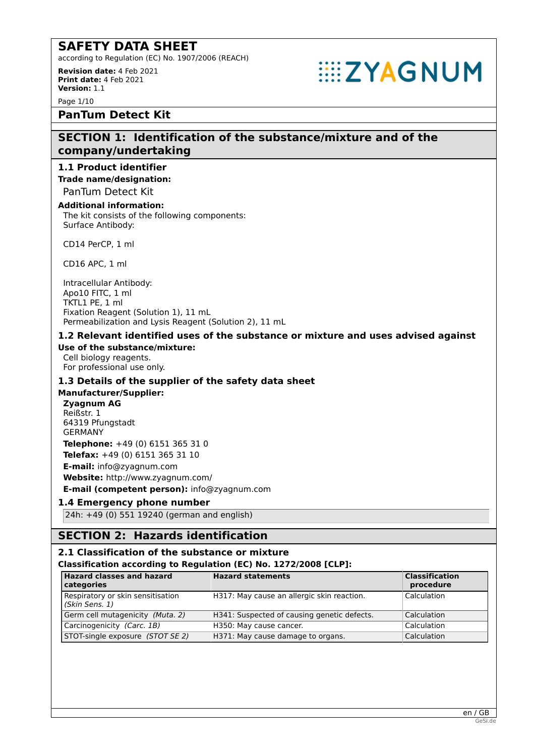# SAFETY DATA SHEET

according to Regulation (EC) No. 1907/2006 (REACH)

**Revision date:** 4 Feb 2021
**Print date:** 4 Feb 2021
**Version:** 1.1

ZYAGNUM

## PanTum Detect Kit

## SECTION 1: Identification of the substance/mixture and of the company/undertaking

### 1.1 Product identifier

**Trade name/designation:**

PanTum Detect Kit

**Additional information:**

The kit consists of the following components:
Surface Antibody:

CD14 PerCP, 1 ml

CD16 APC, 1 ml

Intracellular Antibody:
Apo10 FITC, 1 ml
TKTL1 PE, 1 ml
Fixation Reagent (Solution 1), 11 mL
Permeabilization and Lysis Reagent (Solution 2), 11 mL

### 1.2 Relevant identified uses of the substance or mixture and uses advised against

**Use of the substance/mixture:**

Cell biology reagents.
For professional use only.

### 1.3 Details of the supplier of the safety data sheet

**Manufacturer/Supplier:**

**Zyagnum AG**
Reißstr. 1
64319 Pfungstadt
GERMANY

**Telephone:** +49 (0) 6151 365 31 0

**Telefax:** +49 (0) 6151 365 31 10

**E-mail:** info@zyagnum.com

**Website:** http://www.zyagnum.com/

**E-mail (competent person):** info@zyagnum.com

### 1.4 Emergency phone number

24h: +49 (0) 551 19240 (german and english)

## SECTION 2: Hazards identification

### 2.1 Classification of the substance or mixture

**Classification according to Regulation (EC) No. 1272/2008 [CLP]:**

| Hazard classes and hazard categories | Hazard statements | Classification procedure |
|---|---|---|
| Respiratory or skin sensitisation *(Skin Sens. 1)* | H317: May cause an allergic skin reaction. | Calculation |
| Germ cell mutagenicity *(Muta. 2)* | H341: Suspected of causing genetic defects. | Calculation |
| Carcinogenicity *(Carc. 1B)* | H350: May cause cancer. | Calculation |
| STOT-single exposure *(STOT SE 2)* | H371: May cause damage to organs. | Calculation |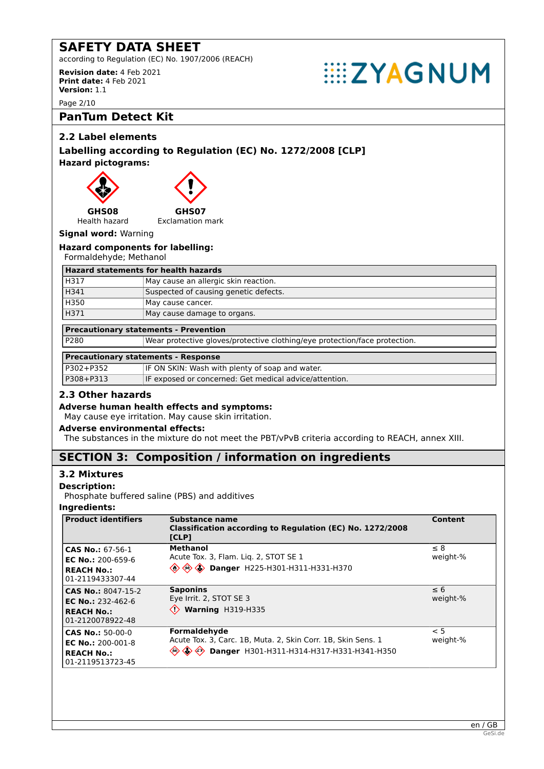# SAFETY DATA SHEET

according to Regulation (EC) No. 1907/2006 (REACH)

**Revision date:** 4 Feb 2021
**Print date:** 4 Feb 2021
**Version:** 1.1

## PanTum Detect Kit

### 2.2 Label elements

#### Labelling according to Regulation (EC) No. 1272/2008 [CLP]

**Hazard pictograms:**

**GHS08**
Health hazard

**GHS07**
Exclamation mark

**Signal word:** Warning

**Hazard components for labelling:**
Formaldehyde; Methanol

| Hazard statements for health hazards | |
|---|---|
| H317 | May cause an allergic skin reaction. |
| H341 | Suspected of causing genetic defects. |
| H350 | May cause cancer. |
| H371 | May cause damage to organs. |

| Precautionary statements - Prevention | |
|---|---|
| P280 | Wear protective gloves/protective clothing/eye protection/face protection. |

| Precautionary statements - Response | |
|---|---|
| P302+P352 | IF ON SKIN: Wash with plenty of soap and water. |
| P308+P313 | IF exposed or concerned: Get medical advice/attention. |

### 2.3 Other hazards

**Adverse human health effects and symptoms:**
May cause eye irritation. May cause skin irritation.

**Adverse environmental effects:**
The substances in the mixture do not meet the PBT/vPvB criteria according to REACH, annex XIII.

## SECTION 3: Composition / information on ingredients

### 3.2 Mixtures

**Description:**
Phosphate buffered saline (PBS) and additives

**Ingredients:**

| Product identifiers | Substance name<br>Classification according to Regulation (EC) No. 1272/2008 [CLP] | Content |
|---|---|---|
| **CAS No.:** 67-56-1<br>**EC No.:** 200-659-6<br>**REACH No.:** 01-2119433307-44 | **Methanol**<br>Acute Tox. 3, Flam. Liq. 2, STOT SE 1<br>**Danger** H225-H301-H311-H331-H370 | ≤ 8 weight-% |
| **CAS No.:** 8047-15-2<br>**EC No.:** 232-462-6<br>**REACH No.:** 01-2120078922-48 | **Saponins**<br>Eye Irrit. 2, STOT SE 3<br>**Warning** H319-H335 | ≤ 6 weight-% |
| **CAS No.:** 50-00-0<br>**EC No.:** 200-001-8<br>**REACH No.:** 01-2119513723-45 | **Formaldehyde**<br>Acute Tox. 3, Carc. 1B, Muta. 2, Skin Corr. 1B, Skin Sens. 1<br>**Danger** H301-H311-H314-H317-H331-H341-H350 | < 5 weight-% |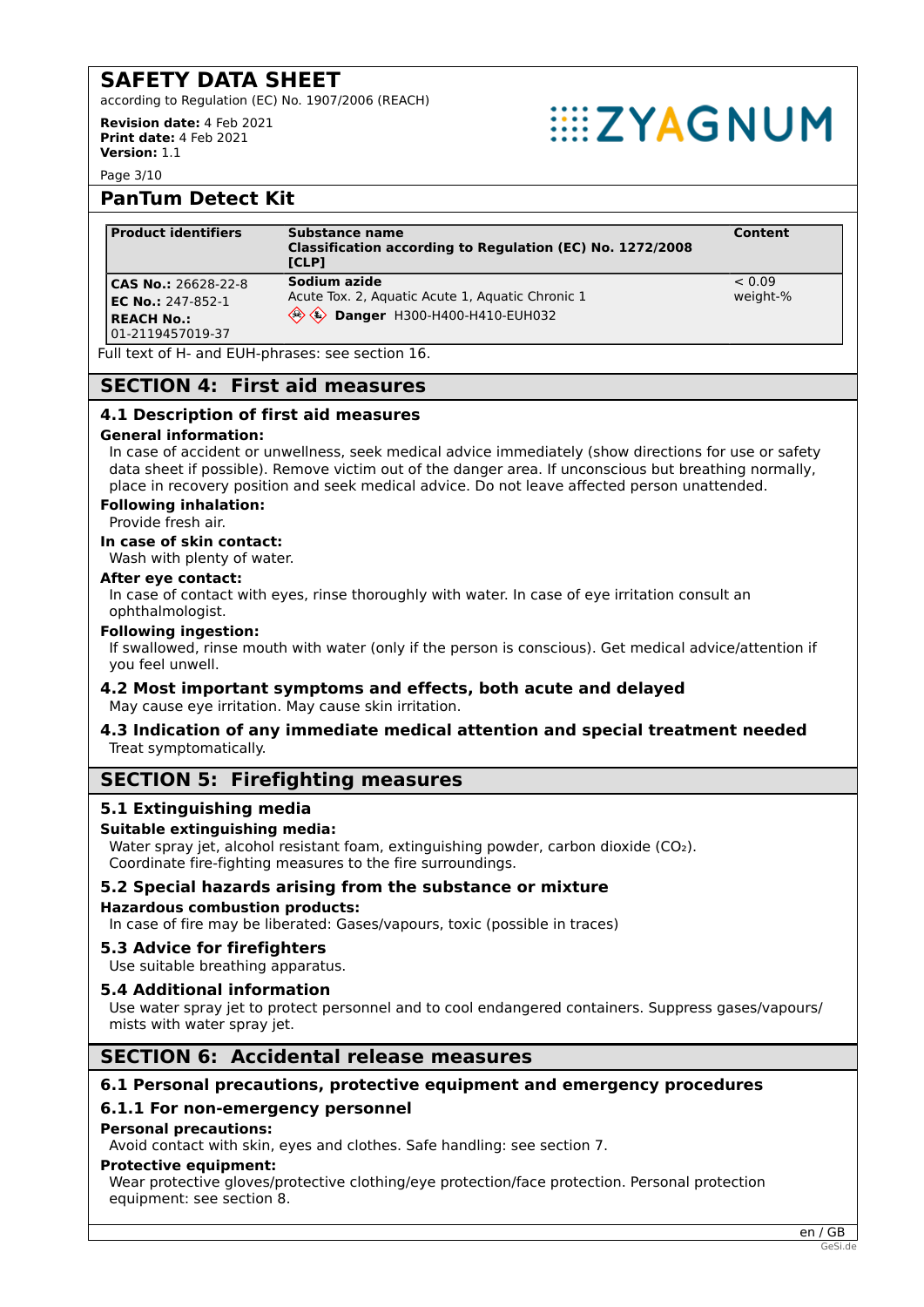## PanTum Detect Kit

| Product identifiers | Substance name<br>Classification according to Regulation (EC) No. 1272/2008 [CLP] | Content |
|---|---|---|
| **CAS No.:** 26628-22-8<br>**EC No.:** 247-852-1<br>**REACH No.:** 01-2119457019-37 | **Sodium azide**<br>Acute Tox. 2, Aquatic Acute 1, Aquatic Chronic 1<br>**Danger** H300-H400-H410-EUH032 | < 0.09 weight-% |

Full text of H- and EUH-phrases: see section 16.

## SECTION 4: First aid measures

### 4.1 Description of first aid measures

**General information:**

In case of accident or unwellness, seek medical advice immediately (show directions for use or safety data sheet if possible). Remove victim out of the danger area. If unconscious but breathing normally, place in recovery position and seek medical advice. Do not leave affected person unattended.

**Following inhalation:**

Provide fresh air.

**In case of skin contact:**

Wash with plenty of water.

**After eye contact:**

In case of contact with eyes, rinse thoroughly with water. In case of eye irritation consult an ophthalmologist.

**Following ingestion:**

If swallowed, rinse mouth with water (only if the person is conscious). Get medical advice/attention if you feel unwell.

### 4.2 Most important symptoms and effects, both acute and delayed

May cause eye irritation. May cause skin irritation.

### 4.3 Indication of any immediate medical attention and special treatment needed

Treat symptomatically.

## SECTION 5: Firefighting measures

### 5.1 Extinguishing media

**Suitable extinguishing media:**

Water spray jet, alcohol resistant foam, extinguishing powder, carbon dioxide ($CO_2$). Coordinate fire-fighting measures to the fire surroundings.

### 5.2 Special hazards arising from the substance or mixture

**Hazardous combustion products:**

In case of fire may be liberated: Gases/vapours, toxic (possible in traces)

### 5.3 Advice for firefighters

Use suitable breathing apparatus.

### 5.4 Additional information

Use water spray jet to protect personnel and to cool endangered containers. Suppress gases/vapours/ mists with water spray jet.

## SECTION 6: Accidental release measures

### 6.1 Personal precautions, protective equipment and emergency procedures

### 6.1.1 For non-emergency personnel

**Personal precautions:**

Avoid contact with skin, eyes and clothes. Safe handling: see section 7.

**Protective equipment:**

Wear protective gloves/protective clothing/eye protection/face protection. Personal protection equipment: see section 8.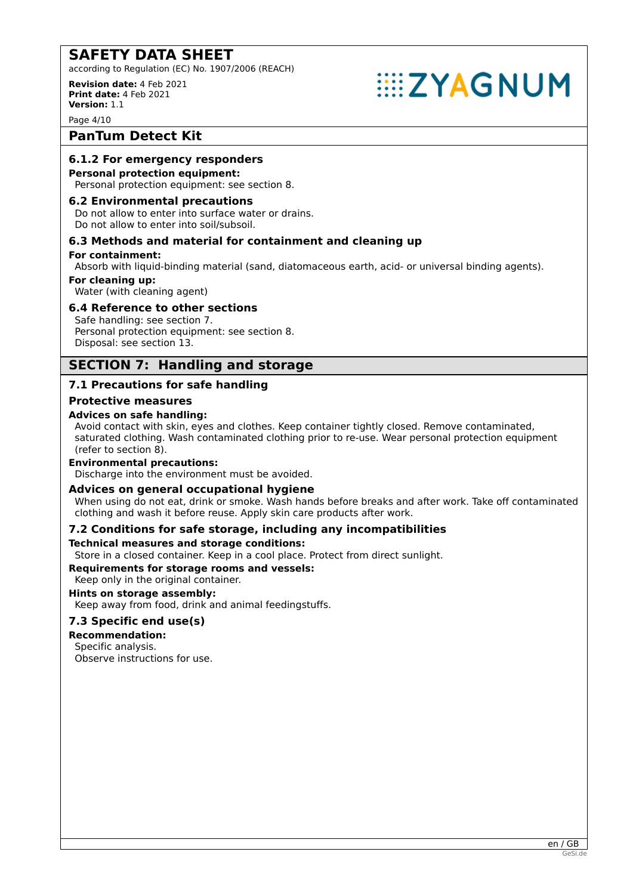## PanTum Detect Kit

### 6.1.2 For emergency responders

**Personal protection equipment:**

Personal protection equipment: see section 8.

### 6.2 Environmental precautions

Do not allow to enter into surface water or drains.
Do not allow to enter into soil/subsoil.

### 6.3 Methods and material for containment and cleaning up

**For containment:**

Absorb with liquid-binding material (sand, diatomaceous earth, acid- or universal binding agents).

**For cleaning up:**

Water (with cleaning agent)

### 6.4 Reference to other sections

Safe handling: see section 7.
Personal protection equipment: see section 8.
Disposal: see section 13.

## SECTION 7: Handling and storage

### 7.1 Precautions for safe handling

#### Protective measures

**Advices on safe handling:**

Avoid contact with skin, eyes and clothes. Keep container tightly closed. Remove contaminated, saturated clothing. Wash contaminated clothing prior to re-use. Wear personal protection equipment (refer to section 8).

**Environmental precautions:**

Discharge into the environment must be avoided.

#### Advices on general occupational hygiene

When using do not eat, drink or smoke. Wash hands before breaks and after work. Take off contaminated clothing and wash it before reuse. Apply skin care products after work.

### 7.2 Conditions for safe storage, including any incompatibilities

**Technical measures and storage conditions:**

Store in a closed container. Keep in a cool place. Protect from direct sunlight.

**Requirements for storage rooms and vessels:**

Keep only in the original container.

**Hints on storage assembly:**

Keep away from food, drink and animal feedingstuffs.

### 7.3 Specific end use(s)

**Recommendation:**

Specific analysis.
Observe instructions for use.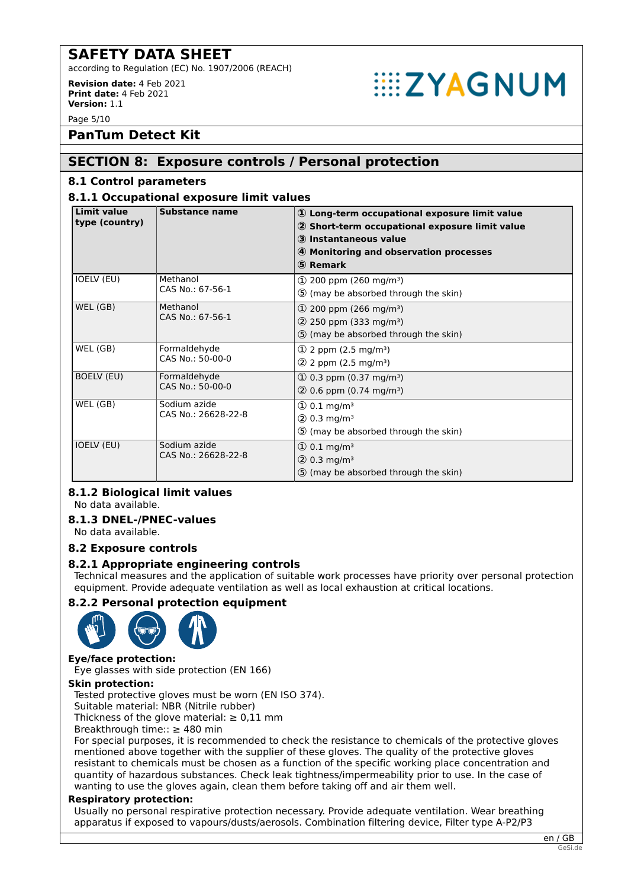# SAFETY DATA SHEET

according to Regulation (EC) No. 1907/2006 (REACH)

**Revision date:** 4 Feb 2021
**Print date:** 4 Feb 2021
**Version:** 1.1

## PanTum Detect Kit

## SECTION 8: Exposure controls / Personal protection

### 8.1 Control parameters

### 8.1.1 Occupational exposure limit values

| Limit value type (country) | Substance name | ① Long-term occupational exposure limit value ② Short-term occupational exposure limit value ③ Instantaneous value ④ Monitoring and observation processes ⑤ Remark |
|---|---|---|
| IOELV (EU) | Methanol CAS No.: 67-56-1 | ① 200 ppm (260 mg/m³) ⑤ (may be absorbed through the skin) |
| WEL (GB) | Methanol CAS No.: 67-56-1 | ① 200 ppm (266 mg/m³) ② 250 ppm (333 mg/m³) ⑤ (may be absorbed through the skin) |
| WEL (GB) | Formaldehyde CAS No.: 50-00-0 | ① 2 ppm (2.5 mg/m³) ② 2 ppm (2.5 mg/m³) |
| BOELV (EU) | Formaldehyde CAS No.: 50-00-0 | ① 0.3 ppm (0.37 mg/m³) ② 0.6 ppm (0.74 mg/m³) |
| WEL (GB) | Sodium azide CAS No.: 26628-22-8 | ① 0.1 mg/m³ ② 0.3 mg/m³ ⑤ (may be absorbed through the skin) |
| IOELV (EU) | Sodium azide CAS No.: 26628-22-8 | ① 0.1 mg/m³ ② 0.3 mg/m³ ⑤ (may be absorbed through the skin) |

### 8.1.2 Biological limit values

No data available.

### 8.1.3 DNEL-/PNEC-values

No data available.

### 8.2 Exposure controls

### 8.2.1 Appropriate engineering controls

Technical measures and the application of suitable work processes have priority over personal protection equipment. Provide adequate ventilation as well as local exhaustion at critical locations.

### 8.2.2 Personal protection equipment

**Eye/face protection:**

Eye glasses with side protection (EN 166)

**Skin protection:**

Tested protective gloves must be worn (EN ISO 374).
Suitable material: NBR (Nitrile rubber)
Thickness of the glove material: ≥ 0,11 mm
Breakthrough time:: ≥ 480 min
For special purposes, it is recommended to check the resistance to chemicals of the protective gloves mentioned above together with the supplier of these gloves. The quality of the protective gloves resistant to chemicals must be chosen as a function of the specific working place concentration and quantity of hazardous substances. Check leak tightness/impermeability prior to use. In the case of wanting to use the gloves again, clean them before taking off and air them well.

**Respiratory protection:**

Usually no personal respirative protection necessary. Provide adequate ventilation. Wear breathing apparatus if exposed to vapours/dusts/aerosols. Combination filtering device, Filter type A-P2/P3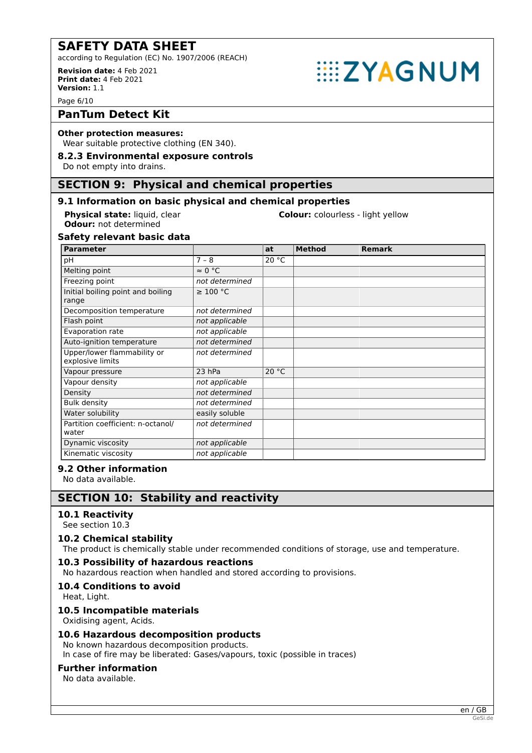## PanTum Detect Kit

**Other protection measures:**
Wear suitable protective clothing (EN 340).

### 8.2.3 Environmental exposure controls

Do not empty into drains.

## SECTION 9: Physical and chemical properties

### 9.1 Information on basic physical and chemical properties

**Physical state:** liquid, clear
**Colour:** colourless - light yellow
**Odour:** not determined

### Safety relevant basic data

| Parameter | | at | Method | Remark |
|---|---|---|---|---|
| pH | 7 – 8 | 20 °C | | |
| Melting point | ≈ 0 °C | | | |
| Freezing point | *not determined* | | | |
| Initial boiling point and boiling range | ≥ 100 °C | | | |
| Decomposition temperature | *not determined* | | | |
| Flash point | *not applicable* | | | |
| Evaporation rate | *not applicable* | | | |
| Auto-ignition temperature | *not determined* | | | |
| Upper/lower flammability or explosive limits | *not determined* | | | |
| Vapour pressure | 23 hPa | 20 °C | | |
| Vapour density | *not applicable* | | | |
| Density | *not determined* | | | |
| Bulk density | *not determined* | | | |
| Water solubility | easily soluble | | | |
| Partition coefficient: n-octanol/water | *not determined* | | | |
| Dynamic viscosity | *not applicable* | | | |
| Kinematic viscosity | *not applicable* | | | |

### 9.2 Other information

No data available.

## SECTION 10: Stability and reactivity

### 10.1 Reactivity

See section 10.3

### 10.2 Chemical stability

The product is chemically stable under recommended conditions of storage, use and temperature.

### 10.3 Possibility of hazardous reactions

No hazardous reaction when handled and stored according to provisions.

### 10.4 Conditions to avoid

Heat, Light.

### 10.5 Incompatible materials

Oxidising agent, Acids.

### 10.6 Hazardous decomposition products

No known hazardous decomposition products.
In case of fire may be liberated: Gases/vapours, toxic (possible in traces)

### Further information

No data available.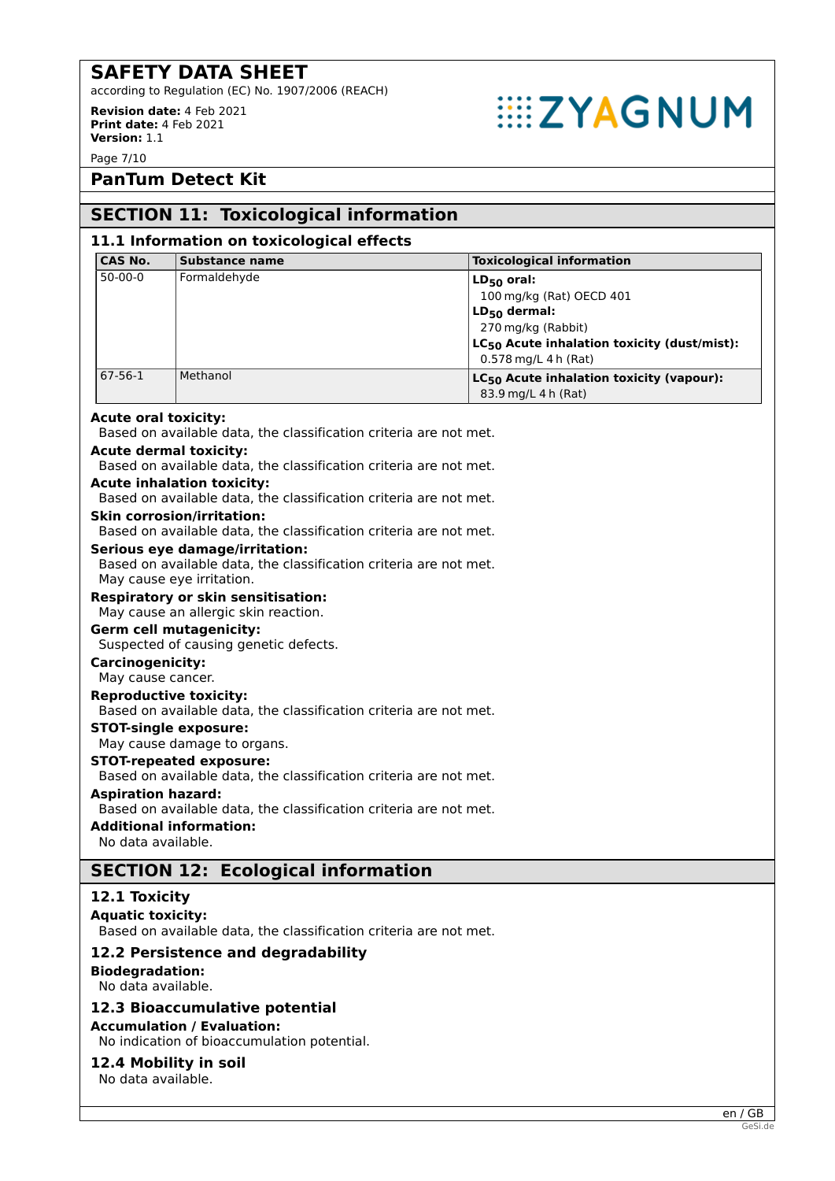## SECTION 11: Toxicological information

### 11.1 Information on toxicological effects

| CAS No. | Substance name | Toxicological information |
|---|---|---|
| 50-00-0 | Formaldehyde | **$LD_{50}$ oral:** 100 mg/kg (Rat) OECD 401<br>**$LD_{50}$ dermal:** 270 mg/kg (Rabbit)<br>**$LC_{50}$ Acute inhalation toxicity (dust/mist):** 0.578 mg/L 4 h (Rat) |
| 67-56-1 | Methanol | **$LC_{50}$ Acute inhalation toxicity (vapour):** 83.9 mg/L 4 h (Rat) |

**Acute oral toxicity:**
Based on available data, the classification criteria are not met.

**Acute dermal toxicity:**
Based on available data, the classification criteria are not met.

**Acute inhalation toxicity:**
Based on available data, the classification criteria are not met.

**Skin corrosion/irritation:**
Based on available data, the classification criteria are not met.

**Serious eye damage/irritation:**
Based on available data, the classification criteria are not met.
May cause eye irritation.

**Respiratory or skin sensitisation:**
May cause an allergic skin reaction.

**Germ cell mutagenicity:**
Suspected of causing genetic defects.

**Carcinogenicity:**
May cause cancer.

**Reproductive toxicity:**
Based on available data, the classification criteria are not met.

**STOT-single exposure:**
May cause damage to organs.

**STOT-repeated exposure:**
Based on available data, the classification criteria are not met.

**Aspiration hazard:**
Based on available data, the classification criteria are not met.

**Additional information:**
No data available.

## SECTION 12: Ecological information

### 12.1 Toxicity

**Aquatic toxicity:**
Based on available data, the classification criteria are not met.

### 12.2 Persistence and degradability

**Biodegradation:**
No data available.

### 12.3 Bioaccumulative potential

**Accumulation / Evaluation:**
No indication of bioaccumulation potential.

### 12.4 Mobility in soil

No data available.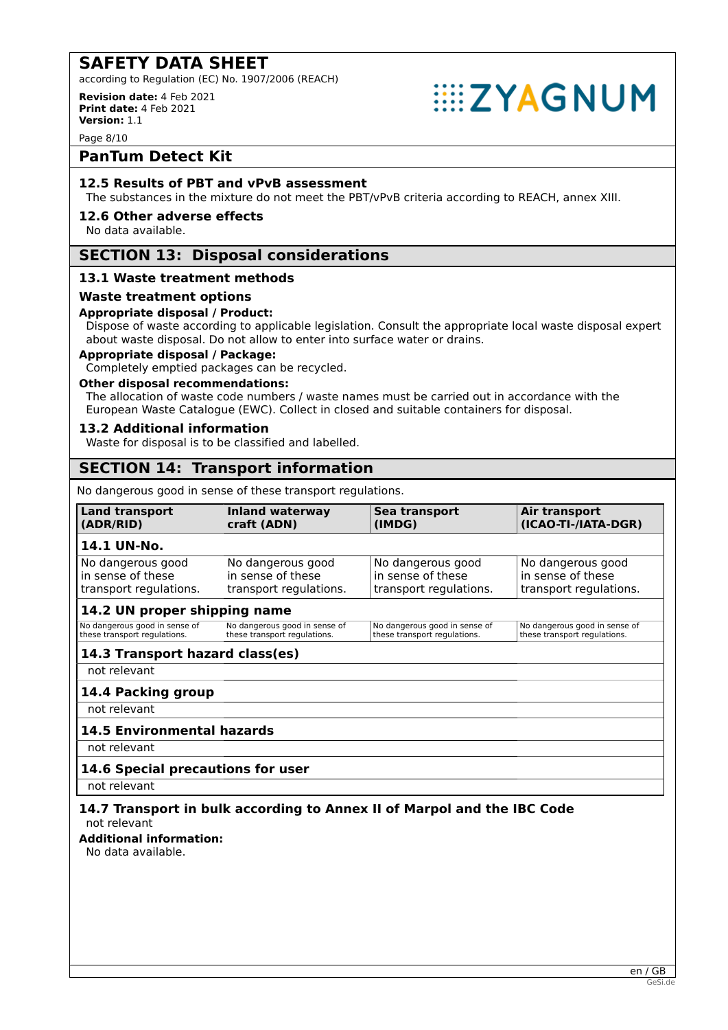## 12.5 Results of PBT and vPvB assessment

The substances in the mixture do not meet the PBT/vPvB criteria according to REACH, annex XIII.

## 12.6 Other adverse effects

No data available.

# SECTION 13: Disposal considerations

## 13.1 Waste treatment methods

### Waste treatment options

**Appropriate disposal / Product:**

Dispose of waste according to applicable legislation. Consult the appropriate local waste disposal expert about waste disposal. Do not allow to enter into surface water or drains.

**Appropriate disposal / Package:**

Completely emptied packages can be recycled.

**Other disposal recommendations:**

The allocation of waste code numbers / waste names must be carried out in accordance with the European Waste Catalogue (EWC). Collect in closed and suitable containers for disposal.

## 13.2 Additional information

Waste for disposal is to be classified and labelled.

# SECTION 14: Transport information

No dangerous good in sense of these transport regulations.

| Land transport (ADR/RID) | Inland waterway craft (ADN) | Sea transport (IMDG) | Air transport (ICAO-TI-/IATA-DGR) |
|---|---|---|---|
| **14.1 UN-No.** | | | |
| No dangerous good in sense of these transport regulations. | No dangerous good in sense of these transport regulations. | No dangerous good in sense of these transport regulations. | No dangerous good in sense of these transport regulations. |
| **14.2 UN proper shipping name** | | | |
| No dangerous good in sense of these transport regulations. | No dangerous good in sense of these transport regulations. | No dangerous good in sense of these transport regulations. | No dangerous good in sense of these transport regulations. |
| **14.3 Transport hazard class(es)** | | | |
| not relevant | | | |
| **14.4 Packing group** | | | |
| not relevant | | | |
| **14.5 Environmental hazards** | | | |
| not relevant | | | |
| **14.6 Special precautions for user** | | | |
| not relevant | | | |

## 14.7 Transport in bulk according to Annex II of Marpol and the IBC Code

not relevant

**Additional information:**

No data available.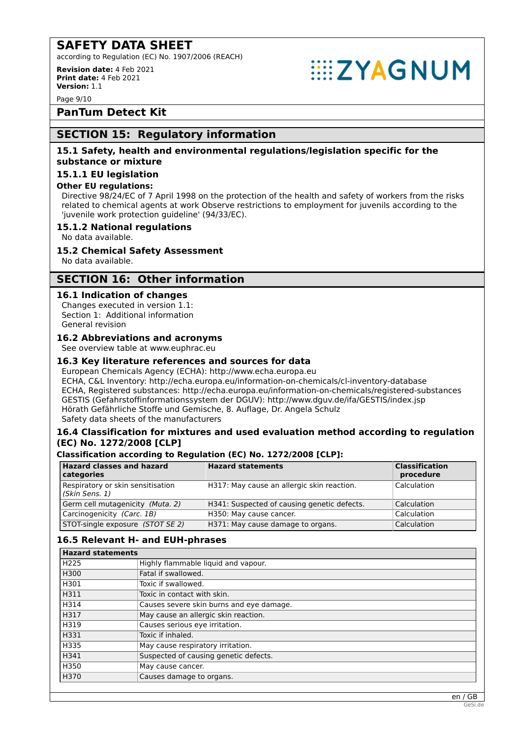## PanTum Detect Kit

## SECTION 15: Regulatory information

### 15.1 Safety, health and environmental regulations/legislation specific for the substance or mixture

### 15.1.1 EU legislation

**Other EU regulations:**

Directive 98/24/EC of 7 April 1998 on the protection of the health and safety of workers from the risks related to chemical agents at work Observe restrictions to employment for juvenils according to the 'juvenile work protection guideline' (94/33/EC).

### 15.1.2 National regulations

No data available.

### 15.2 Chemical Safety Assessment

No data available.

## SECTION 16: Other information

### 16.1 Indication of changes

Changes executed in version 1.1:
Section 1: Additional information
General revision

### 16.2 Abbreviations and acronyms

See overview table at www.euphrac.eu

### 16.3 Key literature references and sources for data

European Chemicals Agency (ECHA): http://www.echa.europa.eu
ECHA, C&L Inventory: http://echa.europa.eu/information-on-chemicals/cl-inventory-database
ECHA, Registered substances: http://echa.europa.eu/information-on-chemicals/registered-substances
GESTIS (Gefahrstoffinformationssystem der DGUV): http://www.dguv.de/ifa/GESTIS/index.jsp
Hörath Gefährliche Stoffe und Gemische, 8. Auflage, Dr. Angela Schulz
Safety data sheets of the manufacturers

### 16.4 Classification for mixtures and used evaluation method according to regulation (EC) No. 1272/2008 [CLP]

**Classification according to Regulation (EC) No. 1272/2008 [CLP]:**

| Hazard classes and hazard categories | Hazard statements | Classification procedure |
|---|---|---|
| Respiratory or skin sensitisation *(Skin Sens. 1)* | H317: May cause an allergic skin reaction. | Calculation |
| Germ cell mutagenicity *(Muta. 2)* | H341: Suspected of causing genetic defects. | Calculation |
| Carcinogenicity *(Carc. 1B)* | H350: May cause cancer. | Calculation |
| STOT-single exposure *(STOT SE 2)* | H371: May cause damage to organs. | Calculation |

### 16.5 Relevant H- and EUH-phrases

| Hazard statements | |
|---|---|
| H225 | Highly flammable liquid and vapour. |
| H300 | Fatal if swallowed. |
| H301 | Toxic if swallowed. |
| H311 | Toxic in contact with skin. |
| H314 | Causes severe skin burns and eye damage. |
| H317 | May cause an allergic skin reaction. |
| H319 | Causes serious eye irritation. |
| H331 | Toxic if inhaled. |
| H335 | May cause respiratory irritation. |
| H341 | Suspected of causing genetic defects. |
| H350 | May cause cancer. |
| H370 | Causes damage to organs. |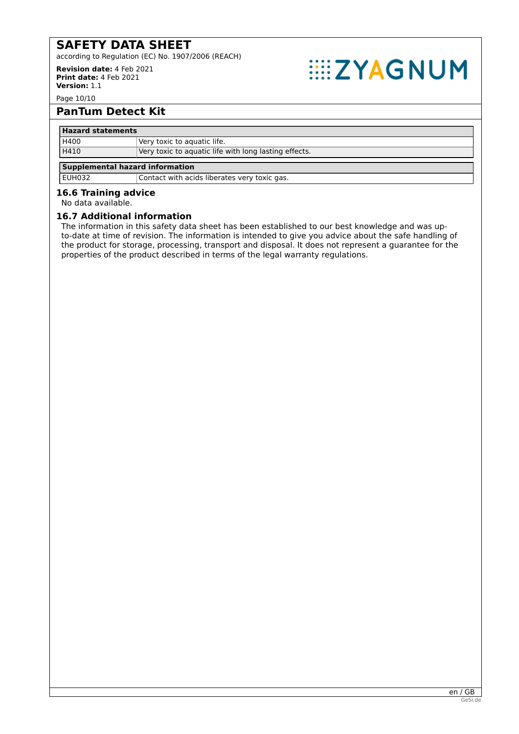| Hazard statements | |
|---|---|
| H400 | Very toxic to aquatic life. |
| H410 | Very toxic to aquatic life with long lasting effects. |

| Supplemental hazard information | |
|---|---|
| EUH032 | Contact with acids liberates very toxic gas. |

### 16.6 Training advice

No data available.

### 16.7 Additional information

The information in this safety data sheet has been established to our best knowledge and was up-to-date at time of revision. The information is intended to give you advice about the safe handling of the product for storage, processing, transport and disposal. It does not represent a guarantee for the properties of the product described in terms of the legal warranty regulations.